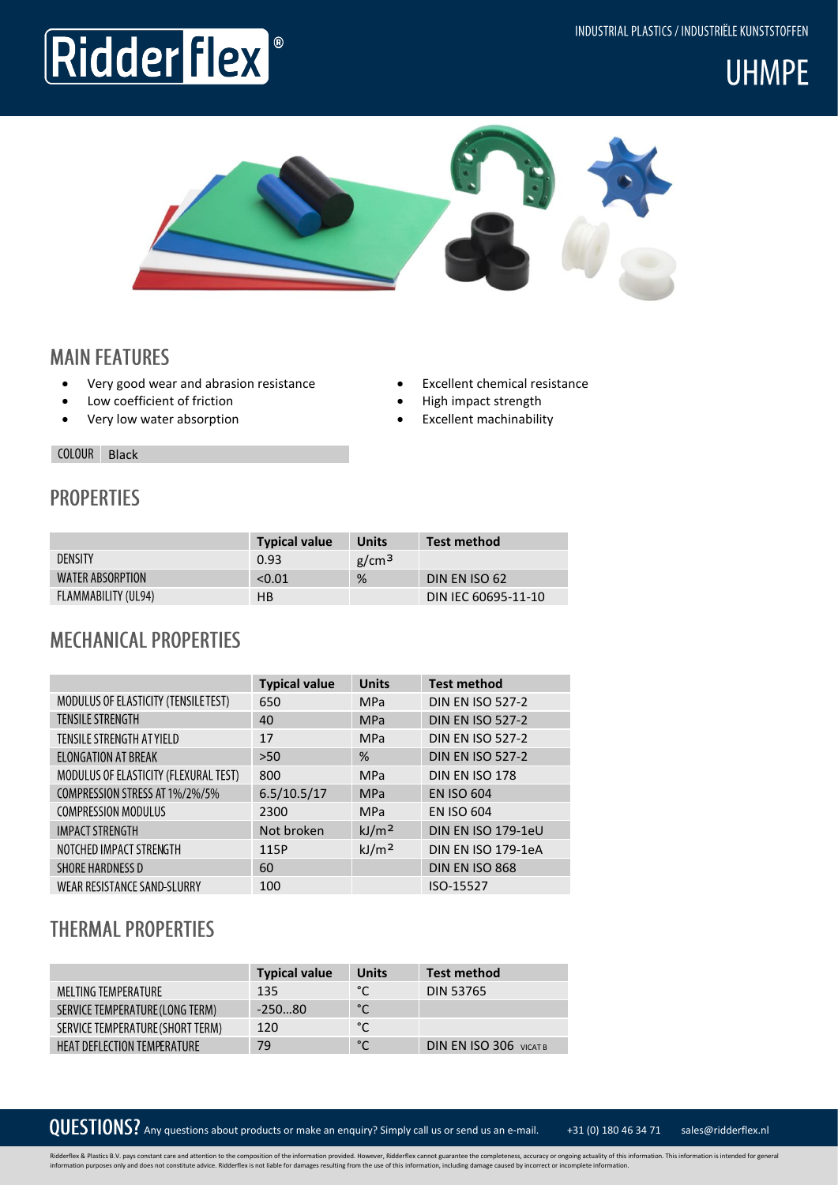# Ridderflex®

INDUSTRIAL PLASTICS / INDUSTRIËLE KUNSTSTOFFEN

# UHMPE

## MAIN FEATURES

- Very good wear and abrasion resistance
- Low coefficient of friction
- Very low water absorption
- Excellent chemical resistance
- High impact strength
- Excellent machinability

| COLOUR | Black |
|---|---|

## PROPERTIES

| | Typical value | Units | Test method |
|---|---|---|---|
| DENSITY | 0.93 | g/cm³ | |
| WATER ABSORPTION | <0.01 | % | DIN EN ISO 62 |
| FLAMMABILITY (UL94) | HB | | DIN IEC 60695-11-10 |

## MECHANICAL PROPERTIES

| | Typical value | Units | Test method |
|---|---|---|---|
| MODULUS OF ELASTICITY (TENSILE TEST) | 650 | MPa | DIN EN ISO 527-2 |
| TENSILE STRENGTH | 40 | MPa | DIN EN ISO 527-2 |
| TENSILE STRENGTH AT YIELD | 17 | MPa | DIN EN ISO 527-2 |
| ELONGATION AT BREAK | >50 | % | DIN EN ISO 527-2 |
| MODULUS OF ELASTICITY (FLEXURAL TEST) | 800 | MPa | DIN EN ISO 178 |
| COMPRESSION STRESS AT 1%/2%/5% | 6.5/10.5/17 | MPa | EN ISO 604 |
| COMPRESSION MODULUS | 2300 | MPa | EN ISO 604 |
| IMPACT STRENGTH | Not broken | kJ/m² | DIN EN ISO 179-1eU |
| NOTCHED IMPACT STRENGTH | 115P | kJ/m² | DIN EN ISO 179-1eA |
| SHORE HARDNESS D | 60 | | DIN EN ISO 868 |
| WEAR RESISTANCE SAND-SLURRY | 100 | | ISO-15527 |

## THERMAL PROPERTIES

| | Typical value | Units | Test method |
|---|---|---|---|
| MELTING TEMPERATURE | 135 | °C | DIN 53765 |
| SERVICE TEMPERATURE (LONG TERM) | -250…80 | °C | |
| SERVICE TEMPERATURE (SHORT TERM) | 120 | °C | |
| HEAT DEFLECTION TEMPERATURE | 79 | °C | DIN EN ISO 306 VICAT B |

**QUESTIONS?** Any questions about products or make an enquiry? Simply call us or send us an e-mail. +31 (0) 180 46 34 71 sales@ridderflex.nl

Ridderflex & Plastics B.V. pays constant care and attention to the composition of the information provided. However, Ridderflex cannot guarantee the completeness, accuracy or ongoing actuality of this information. This information is intended for general information purposes only and does not constitute advice. Ridderflex is not liable for damages resulting from the use of this information, including damage caused by incorrect or incomplete information.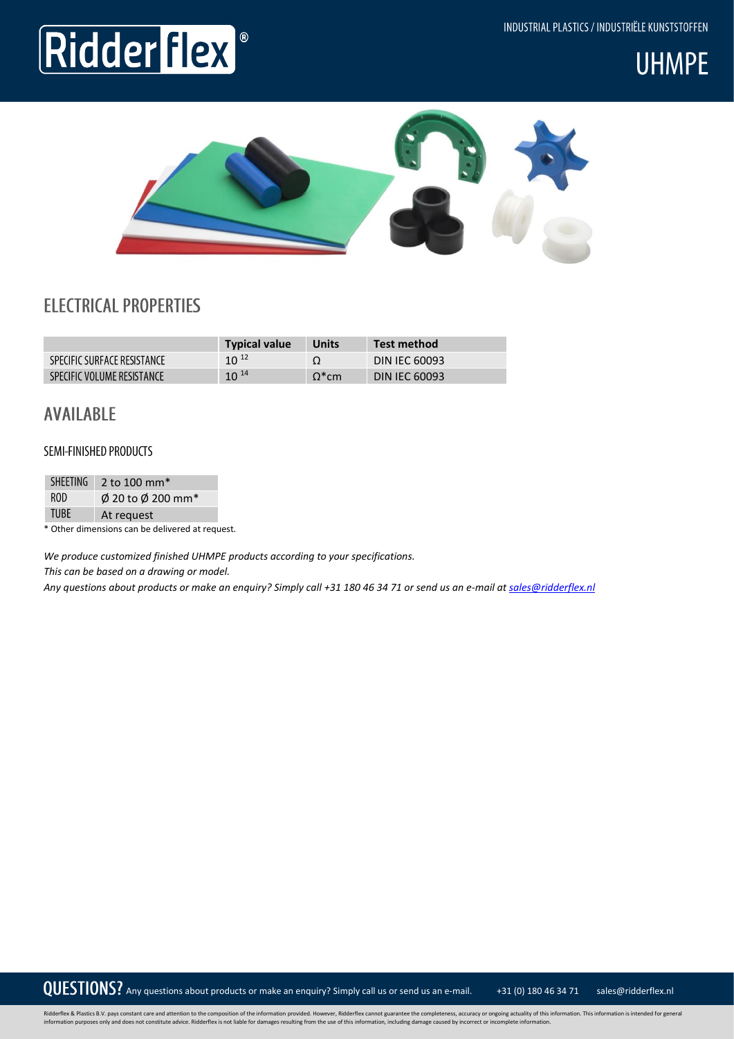## ELECTRICAL PROPERTIES

| | Typical value | Units | Test method |
|---|---|---|---|
| SPECIFIC SURFACE RESISTANCE | $10^{12}$ | Ω | DIN IEC 60093 |
| SPECIFIC VOLUME RESISTANCE | $10^{14}$ | Ω*cm | DIN IEC 60093 |

## AVAILABLE

### SEMI-FINISHED PRODUCTS

| | |
|---|---|
| SHEETING | 2 to 100 mm* |
| ROD | Ø 20 to Ø 200 mm* |
| TUBE | At request |

\* Other dimensions can be delivered at request.

*We produce customized finished UHMPE products according to your specifications.*
*This can be based on a drawing or model.*
*Any questions about products or make an enquiry? Simply call +31 180 46 34 71 or send us an e-mail at sales@ridderflex.nl*